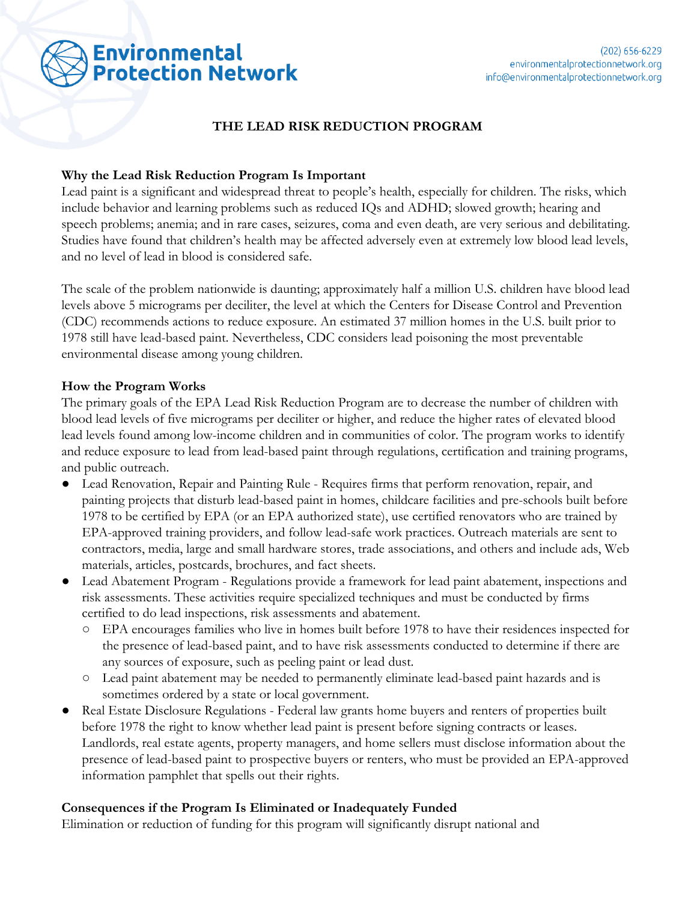Environmental Protection Network

(202) 656-6229
environmentalprotectionnetwork.org
info@environmentalprotectionnetwork.org

# THE LEAD RISK REDUCTION PROGRAM

## Why the Lead Risk Reduction Program Is Important

Lead paint is a significant and widespread threat to people's health, especially for children. The risks, which include behavior and learning problems such as reduced IQs and ADHD; slowed growth; hearing and speech problems; anemia; and in rare cases, seizures, coma and even death, are very serious and debilitating. Studies have found that children's health may be affected adversely even at extremely low blood lead levels, and no level of lead in blood is considered safe.

The scale of the problem nationwide is daunting; approximately half a million U.S. children have blood lead levels above 5 micrograms per deciliter, the level at which the Centers for Disease Control and Prevention (CDC) recommends actions to reduce exposure. An estimated 37 million homes in the U.S. built prior to 1978 still have lead-based paint. Nevertheless, CDC considers lead poisoning the most preventable environmental disease among young children.

## How the Program Works

The primary goals of the EPA Lead Risk Reduction Program are to decrease the number of children with blood lead levels of five micrograms per deciliter or higher, and reduce the higher rates of elevated blood lead levels found among low-income children and in communities of color. The program works to identify and reduce exposure to lead from lead-based paint through regulations, certification and training programs, and public outreach.

- Lead Renovation, Repair and Painting Rule - Requires firms that perform renovation, repair, and painting projects that disturb lead-based paint in homes, childcare facilities and pre-schools built before 1978 to be certified by EPA (or an EPA authorized state), use certified renovators who are trained by EPA-approved training providers, and follow lead-safe work practices. Outreach materials are sent to contractors, media, large and small hardware stores, trade associations, and others and include ads, Web materials, articles, postcards, brochures, and fact sheets.
- Lead Abatement Program - Regulations provide a framework for lead paint abatement, inspections and risk assessments. These activities require specialized techniques and must be conducted by firms certified to do lead inspections, risk assessments and abatement.
  - EPA encourages families who live in homes built before 1978 to have their residences inspected for the presence of lead-based paint, and to have risk assessments conducted to determine if there are any sources of exposure, such as peeling paint or lead dust.
  - Lead paint abatement may be needed to permanently eliminate lead-based paint hazards and is sometimes ordered by a state or local government.
- Real Estate Disclosure Regulations - Federal law grants home buyers and renters of properties built before 1978 the right to know whether lead paint is present before signing contracts or leases. Landlords, real estate agents, property managers, and home sellers must disclose information about the presence of lead-based paint to prospective buyers or renters, who must be provided an EPA-approved information pamphlet that spells out their rights.

## Consequences if the Program Is Eliminated or Inadequately Funded

Elimination or reduction of funding for this program will significantly disrupt national and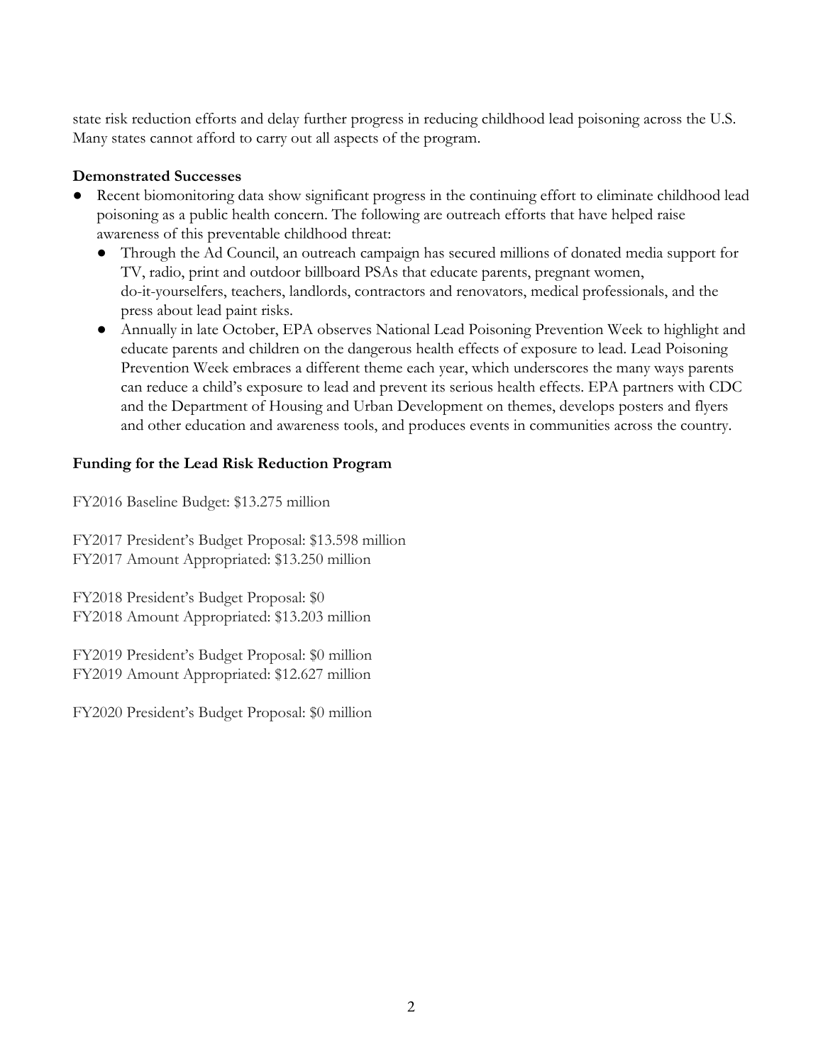state risk reduction efforts and delay further progress in reducing childhood lead poisoning across the U.S. Many states cannot afford to carry out all aspects of the program.

**Demonstrated Successes**

- Recent biomonitoring data show significant progress in the continuing effort to eliminate childhood lead poisoning as a public health concern. The following are outreach efforts that have helped raise awareness of this preventable childhood threat:
  - Through the Ad Council, an outreach campaign has secured millions of donated media support for TV, radio, print and outdoor billboard PSAs that educate parents, pregnant women, do-it-yourselfers, teachers, landlords, contractors and renovators, medical professionals, and the press about lead paint risks.
  - Annually in late October, EPA observes National Lead Poisoning Prevention Week to highlight and educate parents and children on the dangerous health effects of exposure to lead. Lead Poisoning Prevention Week embraces a different theme each year, which underscores the many ways parents can reduce a child's exposure to lead and prevent its serious health effects. EPA partners with CDC and the Department of Housing and Urban Development on themes, develops posters and flyers and other education and awareness tools, and produces events in communities across the country.

**Funding for the Lead Risk Reduction Program**

FY2016 Baseline Budget: $13.275 million

FY2017 President's Budget Proposal: $13.598 million
FY2017 Amount Appropriated: $13.250 million

FY2018 President's Budget Proposal: $0
FY2018 Amount Appropriated: $13.203 million

FY2019 President's Budget Proposal: $0 million
FY2019 Amount Appropriated: $12.627 million

FY2020 President's Budget Proposal: $0 million